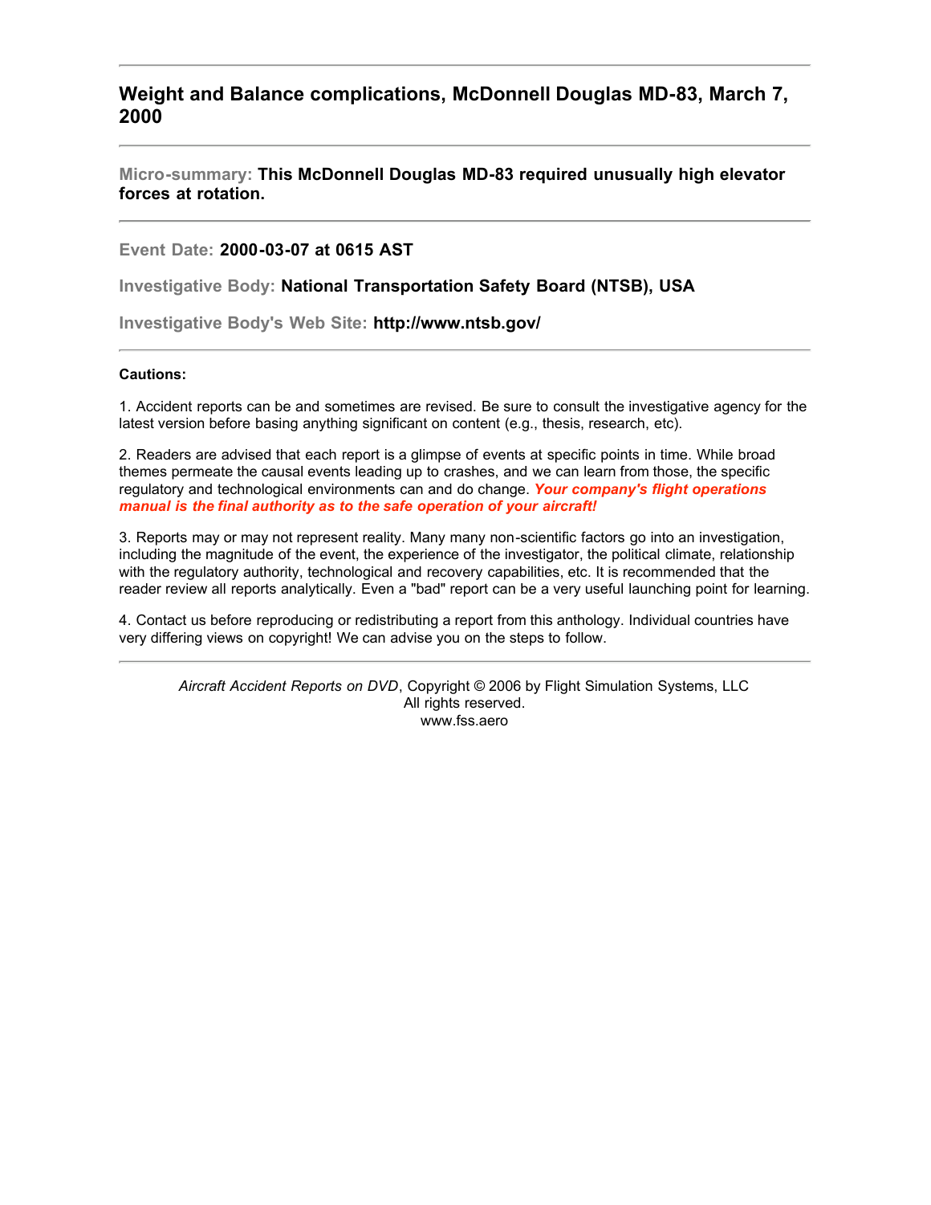## Weight and Balance complications, McDonnell Douglas MD-83, March 7, 2000

---

**Micro-summary: This McDonnell Douglas MD-83 required unusually high elevator forces at rotation.**

---

**Event Date: 2000-03-07 at 0615 AST**

**Investigative Body: National Transportation Safety Board (NTSB), USA**

**Investigative Body's Web Site: http://www.ntsb.gov/**

---

**Cautions:**

1. Accident reports can be and sometimes are revised. Be sure to consult the investigative agency for the latest version before basing anything significant on content (e.g., thesis, research, etc).

2. Readers are advised that each report is a glimpse of events at specific points in time. While broad themes permeate the causal events leading up to crashes, and we can learn from those, the specific regulatory and technological environments can and do change. ***Your company's flight operations manual is the final authority as to the safe operation of your aircraft!***

3. Reports may or may not represent reality. Many many non-scientific factors go into an investigation, including the magnitude of the event, the experience of the investigator, the political climate, relationship with the regulatory authority, technological and recovery capabilities, etc. It is recommended that the reader review all reports analytically. Even a "bad" report can be a very useful launching point for learning.

4. Contact us before reproducing or redistributing a report from this anthology. Individual countries have very differing views on copyright! We can advise you on the steps to follow.

---

*Aircraft Accident Reports on DVD*, Copyright © 2006 by Flight Simulation Systems, LLC
All rights reserved.
www.fss.aero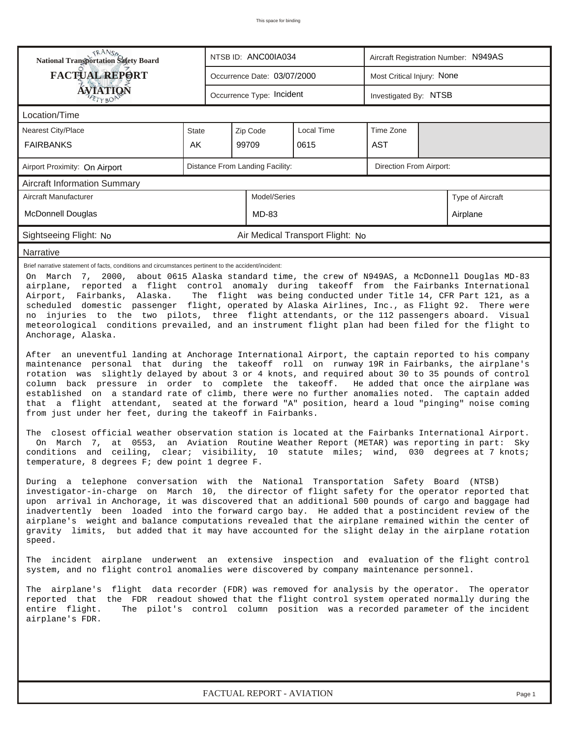# National Transportation Safety Board FACTUAL REPORT AVIATION

| NTSB ID: ANC00IA034 | Aircraft Registration Number: N949AS |
|---|---|
| Occurrence Date: 03/07/2000 | Most Critical Injury: None |
| Occurrence Type: Incident | Investigated By: NTSB |

## Location/Time

| Nearest City/Place | State | Zip Code | Local Time | Time Zone |
|---|---|---|---|---|
| FAIRBANKS | AK | 99709 | 0615 | AST |

| Airport Proximity: On Airport | Distance From Landing Facility: | Direction From Airport: |
|---|---|---|

## Aircraft Information Summary

| Aircraft Manufacturer | Model/Series | Type of Aircraft |
|---|---|---|
| McDonnell Douglas | MD-83 | Airplane |

Sightseeing Flight: No | Air Medical Transport Flight: No

## Narrative

Brief narrative statement of facts, conditions and circumstances pertinent to the accident/incident:

On March 7, 2000, about 0615 Alaska standard time, the crew of N949AS, a McDonnell Douglas MD-83 airplane, reported a flight control anomaly during takeoff from the Fairbanks International Airport, Fairbanks, Alaska. The flight was being conducted under Title 14, CFR Part 121, as a scheduled domestic passenger flight, operated by Alaska Airlines, Inc., as Flight 92. There were no injuries to the two pilots, three flight attendants, or the 112 passengers aboard. Visual meteorological conditions prevailed, and an instrument flight plan had been filed for the flight to Anchorage, Alaska.

After an uneventful landing at Anchorage International Airport, the captain reported to his company maintenance personal that during the takeoff roll on runway 19R in Fairbanks, the airplane's rotation was slightly delayed by about 3 or 4 knots, and required about 30 to 35 pounds of control column back pressure in order to complete the takeoff. He added that once the airplane was established on a standard rate of climb, there were no further anomalies noted. The captain added that a flight attendant, seated at the forward "A" position, heard a loud "pinging" noise coming from just under her feet, during the takeoff in Fairbanks.

The closest official weather observation station is located at the Fairbanks International Airport. On March 7, at 0553, an Aviation Routine Weather Report (METAR) was reporting in part: Sky conditions and ceiling, clear; visibility, 10 statute miles; wind, 030 degrees at 7 knots; temperature, 8 degrees F; dew point 1 degree F.

During a telephone conversation with the National Transportation Safety Board (NTSB) investigator-in-charge on March 10, the director of flight safety for the operator reported that upon arrival in Anchorage, it was discovered that an additional 500 pounds of cargo and baggage had inadvertently been loaded into the forward cargo bay. He added that a postincident review of the airplane's weight and balance computations revealed that the airplane remained within the center of gravity limits, but added that it may have accounted for the slight delay in the airplane rotation speed.

The incident airplane underwent an extensive inspection and evaluation of the flight control system, and no flight control anomalies were discovered by company maintenance personnel.

The airplane's flight data recorder (FDR) was removed for analysis by the operator. The operator reported that the FDR readout showed that the flight control system operated normally during the entire flight. The pilot's control column position was a recorded parameter of the incident airplane's FDR.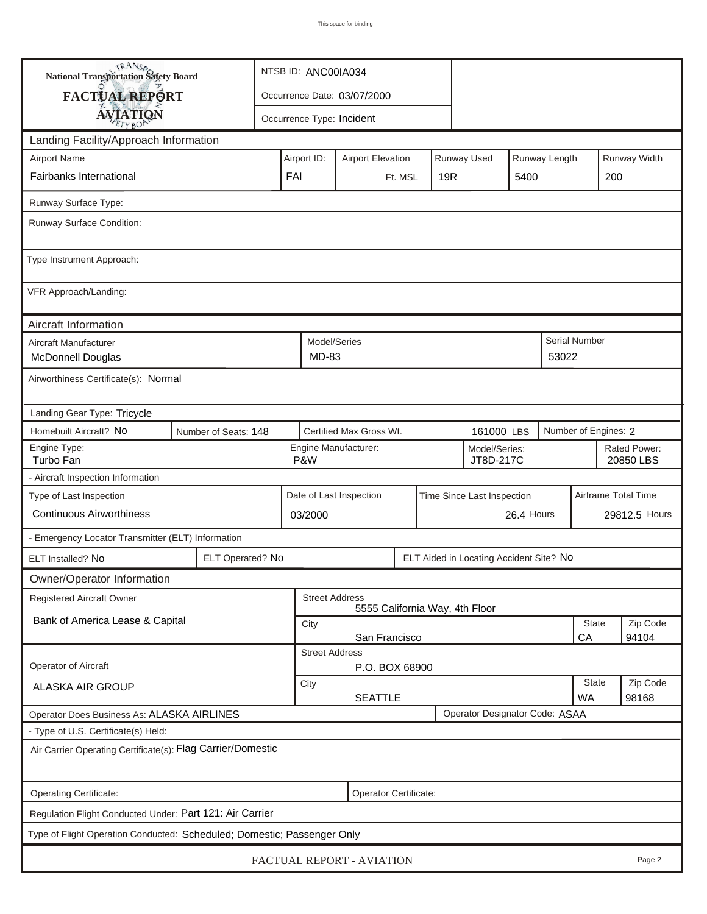This space for binding

**National Transportation Safety Board**
**FACTUAL REPORT**
**AVIATION**

| NTSB ID: ANC00IA034 |
|---|
| Occurrence Date: 03/07/2000 |
| Occurrence Type: Incident |

## Landing Facility/Approach Information

| Airport Name | Airport ID: | Airport Elevation | Runway Used | Runway Length | Runway Width |
|---|---|---|---|---|---|
| Fairbanks International | FAI | Ft. MSL | 19R | 5400 | 200 |

Runway Surface Type:

Runway Surface Condition:

Type Instrument Approach:

VFR Approach/Landing:

## Aircraft Information

| Aircraft Manufacturer | Model/Series | Serial Number |
|---|---|---|
| McDonnell Douglas | MD-83 | 53022 |

Airworthiness Certificate(s): Normal

Landing Gear Type: Tricycle

| Homebuilt Aircraft? No | Number of Seats: 148 | Certified Max Gross Wt. | 161000 LBS | Number of Engines: 2 |
|---|---|---|---|---|

| Engine Type: | Engine Manufacturer: | Model/Series: | Rated Power: |
|---|---|---|---|
| Turbo Fan | P&W | JT8D-217C | 20850 LBS |

- Aircraft Inspection Information

| Type of Last Inspection | Date of Last Inspection | Time Since Last Inspection | Airframe Total Time |
|---|---|---|---|
| Continuous Airworthiness | 03/2000 | 26.4 Hours | 29812.5 Hours |

- Emergency Locator Transmitter (ELT) Information

| ELT Installed? No | ELT Operated? No | ELT Aided in Locating Accident Site? No |
|---|---|---|

## Owner/Operator Information

| Registered Aircraft Owner | Street Address | City | State | Zip Code |
|---|---|---|---|---|
| Bank of America Lease & Capital | 5555 California Way, 4th Floor | San Francisco | CA | 94104 |

| Operator of Aircraft | Street Address | City | State | Zip Code |
|---|---|---|---|---|
| ALASKA AIR GROUP | P.O. BOX 68900 | SEATTLE | WA | 98168 |

Operator Does Business As: ALASKA AIRLINES

Operator Designator Code: ASAA

- Type of U.S. Certificate(s) Held:

Air Carrier Operating Certificate(s): Flag Carrier/Domestic

Operating Certificate:

Operator Certificate:

Regulation Flight Conducted Under: Part 121: Air Carrier

Type of Flight Operation Conducted: Scheduled; Domestic; Passenger Only

FACTUAL REPORT - AVIATION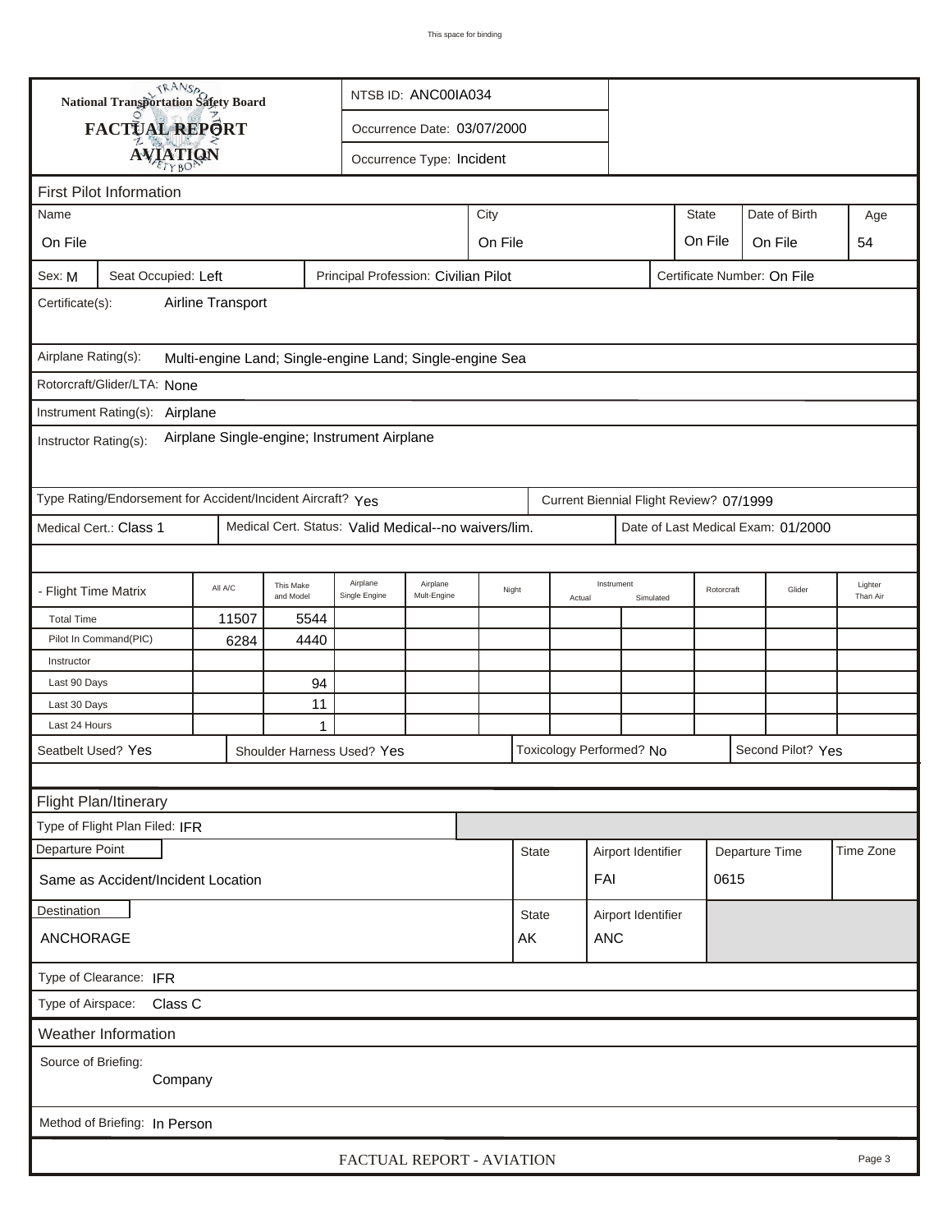This space for binding

**National Transportation Safety Board**

# FACTUAL REPORT AVIATION

NTSB ID: ANC00IA034

Occurrence Date: 03/07/2000

Occurrence Type: Incident

## First Pilot Information

| Name | City | State | Date of Birth | Age |
|---|---|---|---|---|
| On File | On File | On File | On File | 54 |

Sex: M | Seat Occupied: Left | Principal Profession: Civilian Pilot | Certificate Number: On File

Certificate(s): Airline Transport

Airplane Rating(s): Multi-engine Land; Single-engine Land; Single-engine Sea

Rotorcraft/Glider/LTA: None

Instrument Rating(s): Airplane

Instructor Rating(s): Airplane Single-engine; Instrument Airplane

Type Rating/Endorsement for Accident/Incident Aircraft? Yes | Current Biennial Flight Review? 07/1999

Medical Cert.: Class 1 | Medical Cert. Status: Valid Medical--no waivers/lim. | Date of Last Medical Exam: 01/2000

| - Flight Time Matrix | All A/C | This Make and Model | Airplane Single Engine | Airplane Mult-Engine | Night | Instrument Actual | Instrument Simulated | Rotorcraft | Glider | Lighter Than Air |
|---|---|---|---|---|---|---|---|---|---|---|
| Total Time | 11507 | 5544 | | | | | | | | |
| Pilot In Command(PIC) | 6284 | 4440 | | | | | | | | |
| Instructor | | | | | | | | | | |
| Last 90 Days | | 94 | | | | | | | | |
| Last 30 Days | | 11 | | | | | | | | |
| Last 24 Hours | | 1 | | | | | | | | |

Seatbelt Used? Yes | Shoulder Harness Used? Yes | Toxicology Performed? No | Second Pilot? Yes

## Flight Plan/Itinerary

Type of Flight Plan Filed: IFR

| Departure Point | State | Airport Identifier | Departure Time | Time Zone |
|---|---|---|---|---|
| Same as Accident/Incident Location | | FAI | 0615 | |

| Destination | State | Airport Identifier |
|---|---|---|
| ANCHORAGE | AK | ANC |

Type of Clearance: IFR

Type of Airspace: Class C

## Weather Information

Source of Briefing: Company

Method of Briefing: In Person

FACTUAL REPORT - AVIATION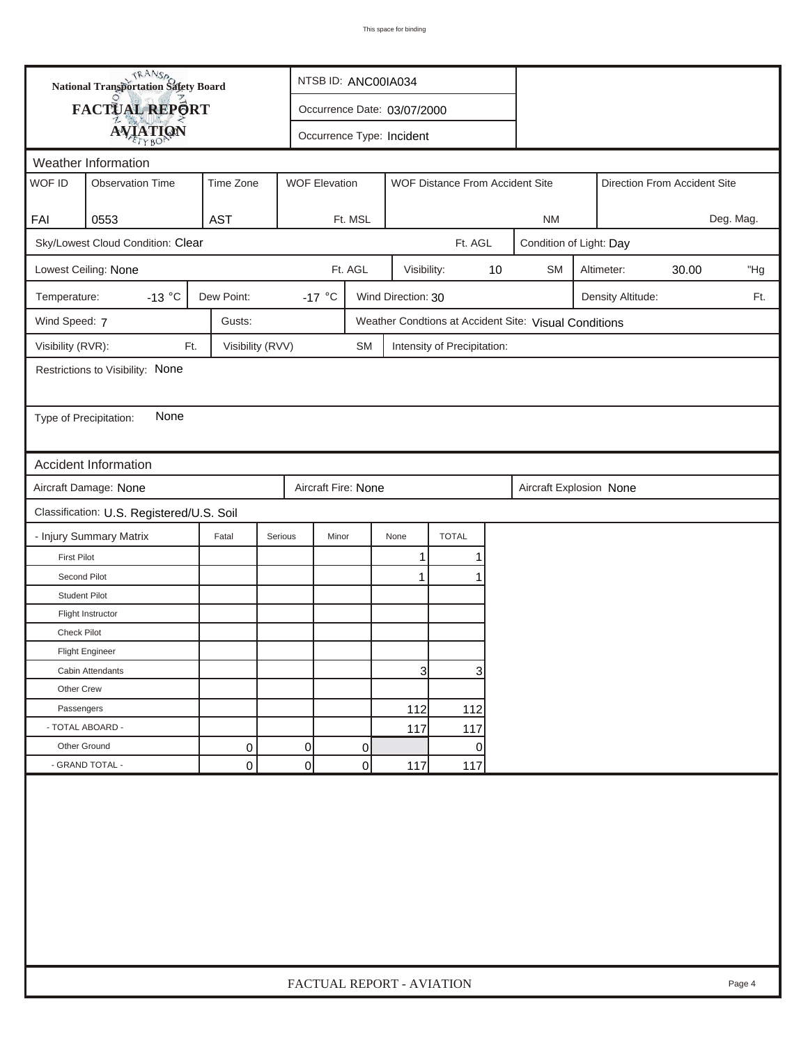# National Transportation Safety Board
## FACTUAL REPORT
## AVIATION

NTSB ID: ANC00IA034

Occurrence Date: 03/07/2000

Occurrence Type: Incident

### Weather Information

| WOF ID | Observation Time | Time Zone | WOF Elevation | WOF Distance From Accident Site | Direction From Accident Site |
|---|---|---|---|---|---|
| FAI | 0553 | AST | Ft. MSL | NM | Deg. Mag. |

Sky/Lowest Cloud Condition: Clear Ft. AGL

Condition of Light: Day

Lowest Ceiling: None Ft. AGL

Visibility: 10 SM

Altimeter: 30.00 "Hg

Temperature: -13 °C

Dew Point: -17 °C

Wind Direction: 30

Density Altitude: Ft.

Wind Speed: 7

Gusts:

Weather Condtions at Accident Site: Visual Conditions

Visibility (RVR): Ft.

Visibility (RVV) SM

Intensity of Precipitation:

Restrictions to Visibility: None

Type of Precipitation: None

### Accident Information

Aircraft Damage: None

Aircraft Fire: None

Aircraft Explosion None

Classification: U.S. Registered/U.S. Soil

| - Injury Summary Matrix | Fatal | Serious | Minor | None | TOTAL |
|---|---|---|---|---|---|
| First Pilot | | | | 1 | 1 |
| Second Pilot | | | | 1 | 1 |
| Student Pilot | | | | | |
| Flight Instructor | | | | | |
| Check Pilot | | | | | |
| Flight Engineer | | | | | |
| Cabin Attendants | | | | 3 | 3 |
| Other Crew | | | | | |
| Passengers | | | | 112 | 112 |
| - TOTAL ABOARD - | | | | 117 | 117 |
| Other Ground | 0 | 0 | 0 | | 0 |
| - GRAND TOTAL - | 0 | 0 | 0 | 117 | 117 |

FACTUAL REPORT - AVIATION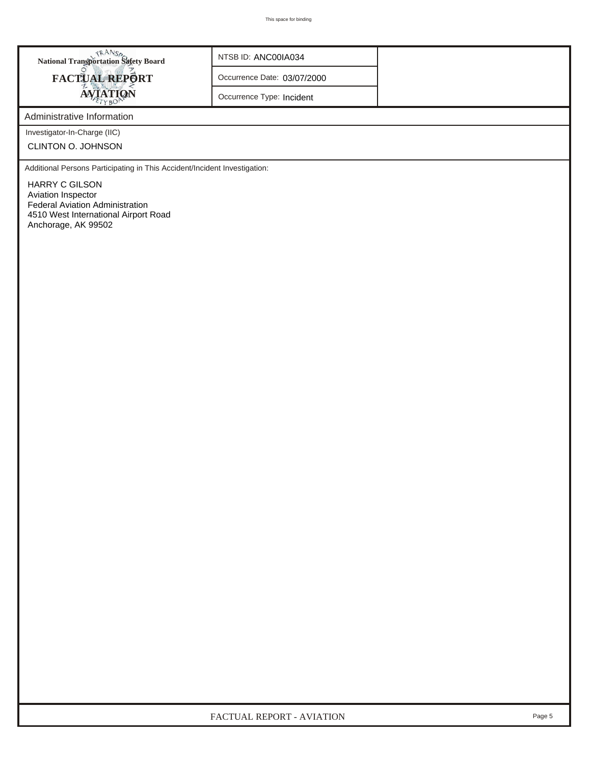**National Transportation Safety Board**

**FACTUAL REPORT**

**AVIATION**

NTSB ID: ANC00IA034

Occurrence Date: 03/07/2000

Occurrence Type: Incident

## Administrative Information

Investigator-In-Charge (IIC)

CLINTON O. JOHNSON

Additional Persons Participating in This Accident/Incident Investigation:

HARRY C GILSON
Aviation Inspector
Federal Aviation Administration
4510 West International Airport Road
Anchorage, AK 99502